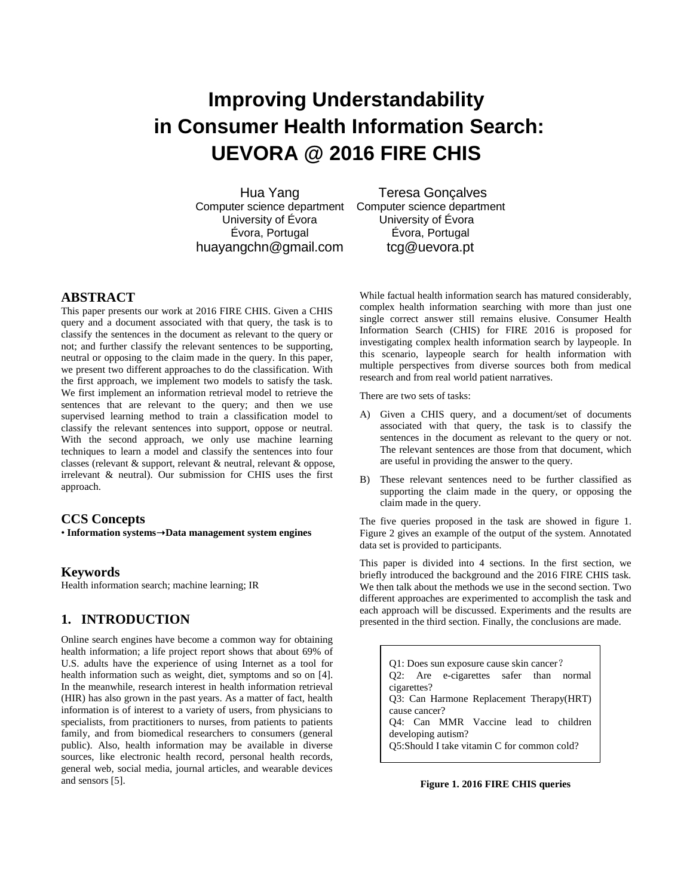# Improving Understandability in Consumer Health Information Search: UEVORA @ 2016 FIRE CHIS

Hua Yang
Computer science department
University of Évora
Évora, Portugal
huayangchn@gmail.com

Teresa Gonçalves
Computer science department
University of Évora
Évora, Portugal
tcg@uevora.pt

## ABSTRACT

This paper presents our work at 2016 FIRE CHIS. Given a CHIS query and a document associated with that query, the task is to classify the sentences in the document as relevant to the query or not; and further classify the relevant sentences to be supporting, neutral or opposing to the claim made in the query. In this paper, we present two different approaches to do the classification. With the first approach, we implement two models to satisfy the task. We first implement an information retrieval model to retrieve the sentences that are relevant to the query; and then we use supervised learning method to train a classification model to classify the relevant sentences into support, oppose or neutral. With the second approach, we only use machine learning techniques to learn a model and classify the sentences into four classes (relevant & support, relevant & neutral, relevant & oppose, irrelevant & neutral). Our submission for CHIS uses the first approach.

## CCS Concepts

• **Information systems→Data management system engines**

## Keywords

Health information search; machine learning; IR

## 1. INTRODUCTION

Online search engines have become a common way for obtaining health information; a life project report shows that about 69% of U.S. adults have the experience of using Internet as a tool for health information such as weight, diet, symptoms and so on [4]. In the meanwhile, research interest in health information retrieval (HIR) has also grown in the past years. As a matter of fact, health information is of interest to a variety of users, from physicians to specialists, from practitioners to nurses, from patients to patients family, and from biomedical researchers to consumers (general public). Also, health information may be available in diverse sources, like electronic health record, personal health records, general web, social media, journal articles, and wearable devices and sensors [5].

While factual health information search has matured considerably, complex health information searching with more than just one single correct answer still remains elusive. Consumer Health Information Search (CHIS) for FIRE 2016 is proposed for investigating complex health information search by laypeople. In this scenario, laypeople search for health information with multiple perspectives from diverse sources both from medical research and from real world patient narratives.

There are two sets of tasks:

A) Given a CHIS query, and a document/set of documents associated with that query, the task is to classify the sentences in the document as relevant to the query or not. The relevant sentences are those from that document, which are useful in providing the answer to the query.

B) These relevant sentences need to be further classified as supporting the claim made in the query, or opposing the claim made in the query.

The five queries proposed in the task are showed in figure 1. Figure 2 gives an example of the output of the system. Annotated data set is provided to participants.

This paper is divided into 4 sections. In the first section, we briefly introduced the background and the 2016 FIRE CHIS task. We then talk about the methods we use in the second section. Two different approaches are experimented to accomplish the task and each approach will be discussed. Experiments and the results are presented in the third section. Finally, the conclusions are made.

Q1: Does sun exposure cause skin cancer？
Q2: Are e-cigarettes safer than normal cigarettes?
Q3: Can Harmone Replacement Therapy(HRT) cause cancer?
Q4: Can MMR Vaccine lead to children developing autism?
Q5:Should I take vitamin C for common cold?

**Figure 1. 2016 FIRE CHIS queries**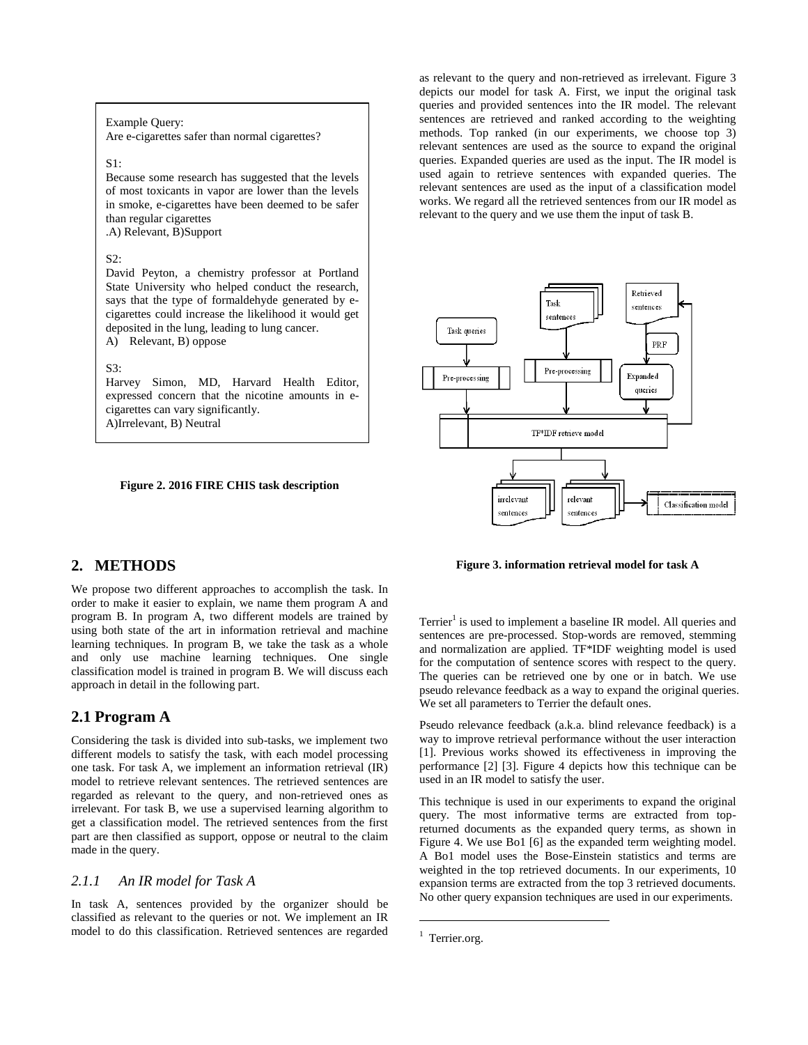Example Query:
Are e-cigarettes safer than normal cigarettes?

S1:
Because some research has suggested that the levels of most toxicants in vapor are lower than the levels in smoke, e-cigarettes have been deemed to be safer than regular cigarettes
.A) Relevant, B)Support

S2:
David Peyton, a chemistry professor at Portland State University who helped conduct the research, says that the type of formaldehyde generated by e-cigarettes could increase the likelihood it would get deposited in the lung, leading to lung cancer.
A) Relevant, B) oppose

S3:
Harvey Simon, MD, Harvard Health Editor, expressed concern that the nicotine amounts in e-cigarettes can vary significantly.
A)Irrelevant, B) Neutral

**Figure 2. 2016 FIRE CHIS task description**

## 2. METHODS

We propose two different approaches to accomplish the task. In order to make it easier to explain, we name them program A and program B. In program A, two different models are trained by using both state of the art in information retrieval and machine learning techniques. In program B, we take the task as a whole and only use machine learning techniques. One single classification model is trained in program B. We will discuss each approach in detail in the following part.

## 2.1 Program A

Considering the task is divided into sub-tasks, we implement two different models to satisfy the task, with each model processing one task. For task A, we implement an information retrieval (IR) model to retrieve relevant sentences. The retrieved sentences are regarded as relevant to the query, and non-retrieved ones as irrelevant. For task B, we use a supervised learning algorithm to get a classification model. The retrieved sentences from the first part are then classified as support, oppose or neutral to the claim made in the query.

### *2.1.1 An IR model for Task A*

In task A, sentences provided by the organizer should be classified as relevant to the queries or not. We implement an IR model to do this classification. Retrieved sentences are regarded as relevant to the query and non-retrieved as irrelevant. Figure 3 depicts our model for task A. First, we input the original task queries and provided sentences into the IR model. The relevant sentences are retrieved and ranked according to the weighting methods. Top ranked (in our experiments, we choose top 3) relevant sentences are used as the source to expand the original queries. Expanded queries are used as the input. The IR model is used again to retrieve sentences with expanded queries. The relevant sentences are used as the input of a classification model works. We regard all the retrieved sentences from our IR model as relevant to the query and we use them the input of task B.

Task sentences | Retrieved sentences | Task queries | PRF | Pre-processing | Pre-processing | Expanded queries | TF*IDF retrieve model | irrelevant sentences | relevant sentences | Classification model

**Figure 3. information retrieval model for task A**

Terrier[1] is used to implement a baseline IR model. All queries and sentences are pre-processed. Stop-words are removed, stemming and normalization are applied. TF*IDF weighting model is used for the computation of sentence scores with respect to the query. The queries can be retrieved one by one or in batch. We use pseudo relevance feedback as a way to expand the original queries. We set all parameters to Terrier the default ones.

Pseudo relevance feedback (a.k.a. blind relevance feedback) is a way to improve retrieval performance without the user interaction [1]. Previous works showed its effectiveness in improving the performance [2] [3]. Figure 4 depicts how this technique can be used in an IR model to satisfy the user.

This technique is used in our experiments to expand the original query. The most informative terms are extracted from top-returned documents as the expanded query terms, as shown in Figure 4. We use Bo1 [6] as the expanded term weighting model. A Bo1 model uses the Bose-Einstein statistics and terms are weighted in the top retrieved documents. In our experiments, 10 expansion terms are extracted from the top 3 retrieved documents. No other query expansion techniques are used in our experiments.

[1] Terrier.org.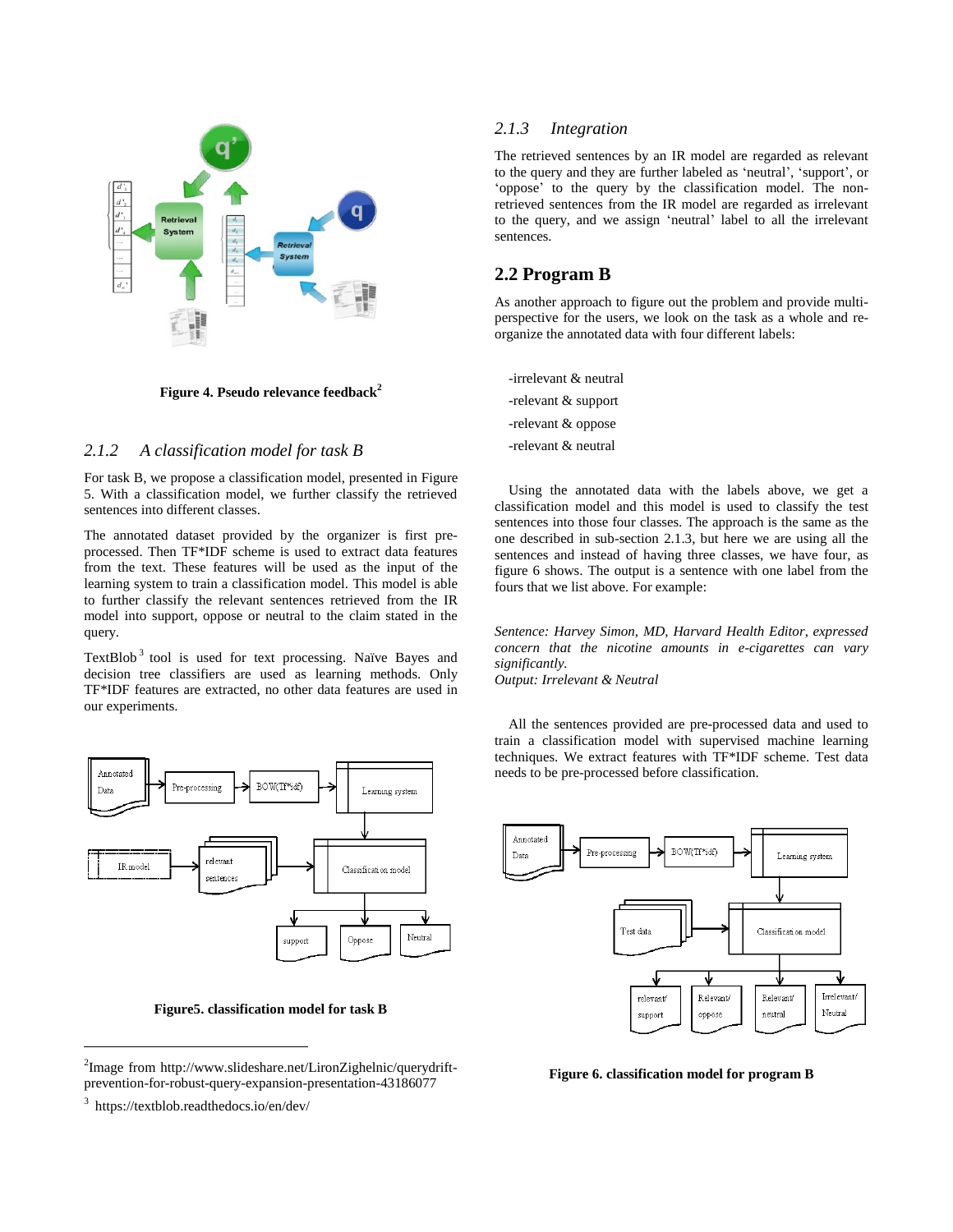Figure 4. Pseudo relevance feedback[2]

### 2.1.2 A classification model for task B

For task B, we propose a classification model, presented in Figure 5. With a classification model, we further classify the retrieved sentences into different classes.

The annotated dataset provided by the organizer is first pre-processed. Then TF*IDF scheme is used to extract data features from the text. These features will be used as the input of the learning system to train a classification model. This model is able to further classify the relevant sentences retrieved from the IR model into support, oppose or neutral to the claim stated in the query.

TextBlob[3] tool is used for text processing. Naïve Bayes and decision tree classifiers are used as learning methods. Only TF*IDF features are extracted, no other data features are used in our experiments.

Figure5. classification model for task B

### 2.1.3 Integration

The retrieved sentences by an IR model are regarded as relevant to the query and they are further labeled as 'neutral', 'support', or 'oppose' to the query by the classification model. The non-retrieved sentences from the IR model are regarded as irrelevant to the query, and we assign 'neutral' label to all the irrelevant sentences.

## 2.2 Program B

As another approach to figure out the problem and provide multi-perspective for the users, we look on the task as a whole and re-organize the annotated data with four different labels:

-irrelevant & neutral

-relevant & support

-relevant & oppose

-relevant & neutral

Using the annotated data with the labels above, we get a classification model and this model is used to classify the test sentences into those four classes. The approach is the same as the one described in sub-section 2.1.3, but here we are using all the sentences and instead of having three classes, we have four, as figure 6 shows. The output is a sentence with one label from the fours that we list above. For example:

*Sentence: Harvey Simon, MD, Harvard Health Editor, expressed concern that the nicotine amounts in e-cigarettes can vary significantly.*
*Output: Irrelevant & Neutral*

All the sentences provided are pre-processed data and used to train a classification model with supervised machine learning techniques. We extract features with TF*IDF scheme. Test data needs to be pre-processed before classification.

Figure 6. classification model for program B

[2] Image from http://www.slideshare.net/LironZighelnic/querydrift-prevention-for-robust-query-expansion-presentation-43186077

[3] https://textblob.readthedocs.io/en/dev/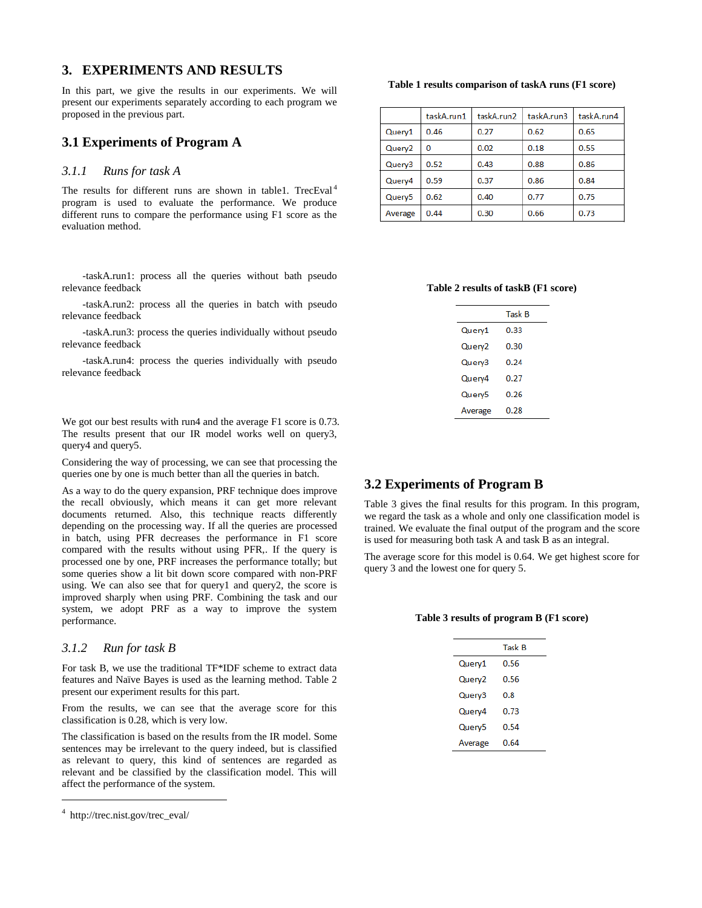## 3. EXPERIMENTS AND RESULTS

In this part, we give the results in our experiments. We will present our experiments separately according to each program we proposed in the previous part.

### 3.1 Experiments of Program A

#### 3.1.1 *Runs for task A*

The results for different runs are shown in table1. TrecEval[4] program is used to evaluate the performance. We produce different runs to compare the performance using F1 score as the evaluation method.

-taskA.run1: process all the queries without bath pseudo relevance feedback

-taskA.run2: process all the queries in batch with pseudo relevance feedback

-taskA.run3: process the queries individually without pseudo relevance feedback

-taskA.run4: process the queries individually with pseudo relevance feedback

**Table 1 results comparison of taskA runs (F1 score)**

| | taskA.run1 | taskA.run2 | taskA.run3 | taskA.run4 |
|---|---|---|---|---|
| Query1 | 0.46 | 0.27 | 0.62 | 0.65 |
| Query2 | 0 | 0.02 | 0.18 | 0.55 |
| Query3 | 0.52 | 0.43 | 0.88 | 0.86 |
| Query4 | 0.59 | 0.37 | 0.86 | 0.84 |
| Query5 | 0.62 | 0.40 | 0.77 | 0.75 |
| Average | 0.44 | 0.30 | 0.66 | 0.73 |

We got our best results with run4 and the average F1 score is 0.73. The results present that our IR model works well on query3, query4 and query5.

Considering the way of processing, we can see that processing the queries one by one is much better than all the queries in batch.

As a way to do the query expansion, PRF technique does improve the recall obviously, which means it can get more relevant documents returned. Also, this technique reacts differently depending on the processing way. If all the queries are processed in batch, using PFR decreases the performance in F1 score compared with the results without using PFR,. If the query is processed one by one, PRF increases the performance totally; but some queries show a lit bit down score compared with non-PRF using. We can also see that for query1 and query2, the score is improved sharply when using PRF. Combining the task and our system, we adopt PRF as a way to improve the system performance.

#### 3.1.2 *Run for task B*

For task B, we use the traditional TF*IDF scheme to extract data features and Naïve Bayes is used as the learning method. Table 2 present our experiment results for this part.

From the results, we can see that the average score for this classification is 0.28, which is very low.

The classification is based on the results from the IR model. Some sentences may be irrelevant to the query indeed, but is classified as relevant to query, this kind of sentences are regarded as relevant and be classified by the classification model. This will affect the performance of the system.

**Table 2 results of taskB (F1 score)**

| | Task B |
|---|---|
| Query1 | 0.33 |
| Query2 | 0.30 |
| Query3 | 0.24 |
| Query4 | 0.27 |
| Query5 | 0.26 |
| Average | 0.28 |

### 3.2 Experiments of Program B

Table 3 gives the final results for this program. In this program, we regard the task as a whole and only one classification model is trained. We evaluate the final output of the program and the score is used for measuring both task A and task B as an integral.

The average score for this model is 0.64. We get highest score for query 3 and the lowest one for query 5.

**Table 3 results of program B (F1 score)**

| | Task B |
|---|---|
| Query1 | 0.56 |
| Query2 | 0.56 |
| Query3 | 0.8 |
| Query4 | 0.73 |
| Query5 | 0.54 |
| Average | 0.64 |

---

[4] http://trec.nist.gov/trec_eval/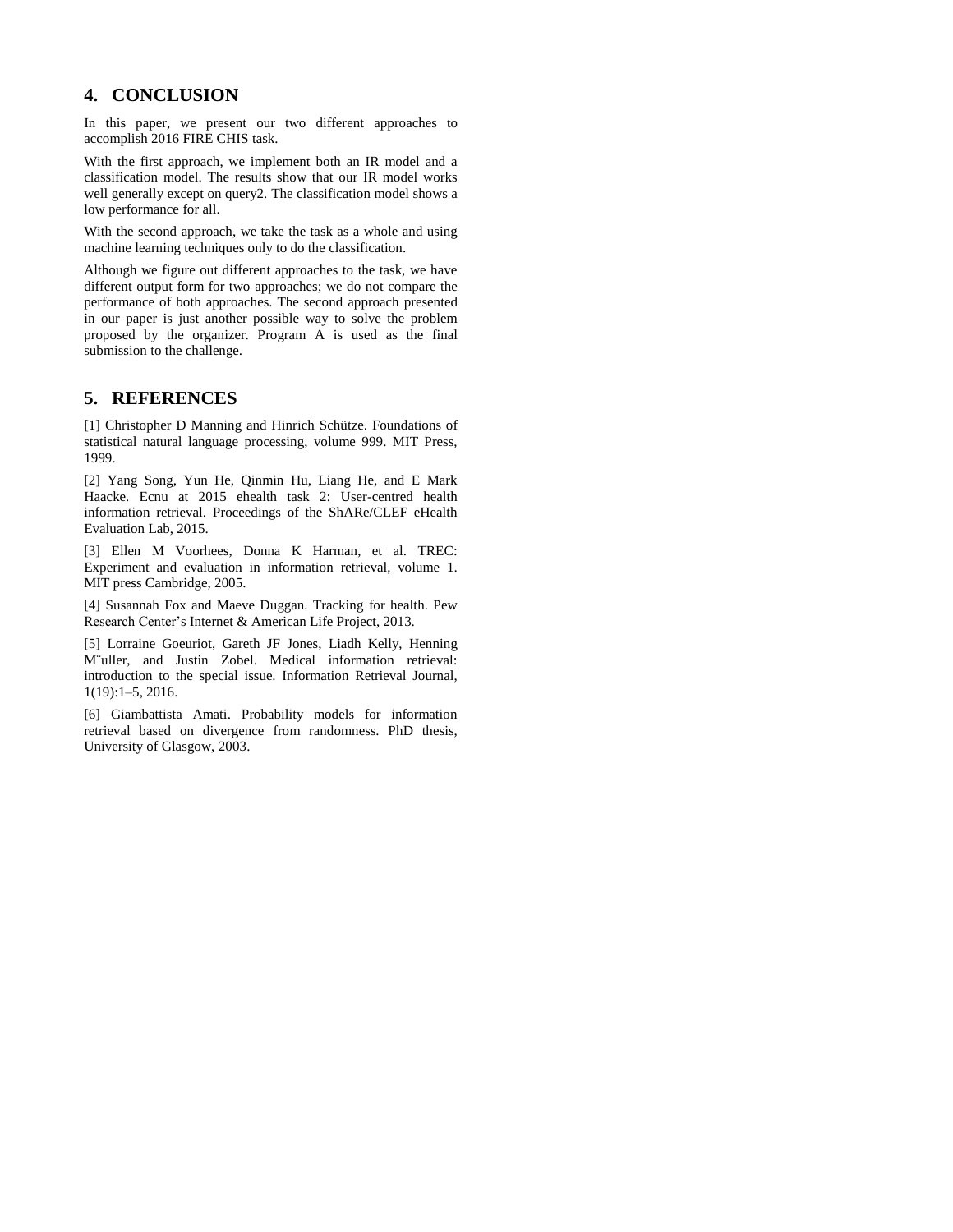## 4. CONCLUSION

In this paper, we present our two different approaches to accomplish 2016 FIRE CHIS task.

With the first approach, we implement both an IR model and a classification model. The results show that our IR model works well generally except on query2. The classification model shows a low performance for all.

With the second approach, we take the task as a whole and using machine learning techniques only to do the classification.

Although we figure out different approaches to the task, we have different output form for two approaches; we do not compare the performance of both approaches. The second approach presented in our paper is just another possible way to solve the problem proposed by the organizer. Program A is used as the final submission to the challenge.

## 5. REFERENCES

[1] Christopher D Manning and Hinrich Schütze. Foundations of statistical natural language processing, volume 999. MIT Press, 1999.

[2] Yang Song, Yun He, Qinmin Hu, Liang He, and E Mark Haacke. Ecnu at 2015 ehealth task 2: User-centred health information retrieval. Proceedings of the ShARe/CLEF eHealth Evaluation Lab, 2015.

[3] Ellen M Voorhees, Donna K Harman, et al. TREC: Experiment and evaluation in information retrieval, volume 1. MIT press Cambridge, 2005.

[4] Susannah Fox and Maeve Duggan. Tracking for health. Pew Research Center's Internet & American Life Project, 2013.

[5] Lorraine Goeuriot, Gareth JF Jones, Liadh Kelly, Henning M¨uller, and Justin Zobel. Medical information retrieval: introduction to the special issue. Information Retrieval Journal, 1(19):1–5, 2016.

[6] Giambattista Amati. Probability models for information retrieval based on divergence from randomness. PhD thesis, University of Glasgow, 2003.